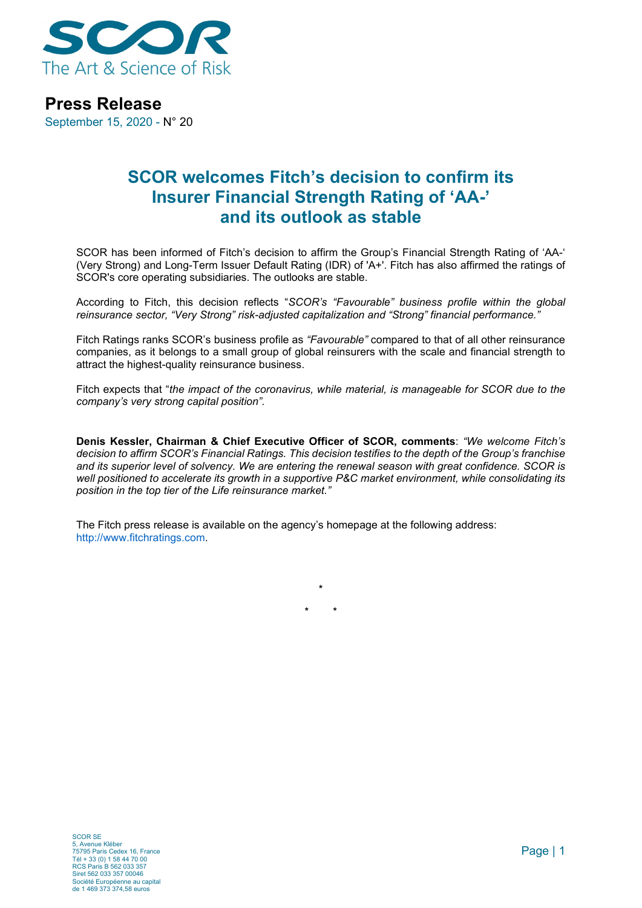SCOR

The Art & Science of Risk

# Press Release

September 15, 2020 - N° 20

## SCOR welcomes Fitch's decision to confirm its Insurer Financial Strength Rating of 'AA-' and its outlook as stable

SCOR has been informed of Fitch's decision to affirm the Group's Financial Strength Rating of 'AA-' (Very Strong) and Long-Term Issuer Default Rating (IDR) of 'A+'. Fitch has also affirmed the ratings of SCOR's core operating subsidiaries. The outlooks are stable.

According to Fitch, this decision reflects "*SCOR's "Favourable" business profile within the global reinsurance sector, "Very Strong" risk-adjusted capitalization and "Strong" financial performance."*

Fitch Ratings ranks SCOR's business profile as *"Favourable"* compared to that of all other reinsurance companies, as it belongs to a small group of global reinsurers with the scale and financial strength to attract the highest-quality reinsurance business.

Fitch expects that "*the impact of the coronavirus, while material, is manageable for SCOR due to the company's very strong capital position"*.

**Denis Kessler, Chairman & Chief Executive Officer of SCOR, comments**: *"We welcome Fitch's decision to affirm SCOR's Financial Ratings. This decision testifies to the depth of the Group's franchise and its superior level of solvency. We are entering the renewal season with great confidence. SCOR is well positioned to accelerate its growth in a supportive P&C market environment, while consolidating its position in the top tier of the Life reinsurance market."*

The Fitch press release is available on the agency's homepage at the following address: http://www.fitchratings.com.

\*

\* \*

SCOR SE
5, Avenue Kléber
75795 Paris Cedex 16, France
Tél + 33 (0) 1 58 44 70 00
RCS Paris B 562 033 357
Siret 562 033 357 00046
Société Européenne au capital
de 1 469 373 374,58 euros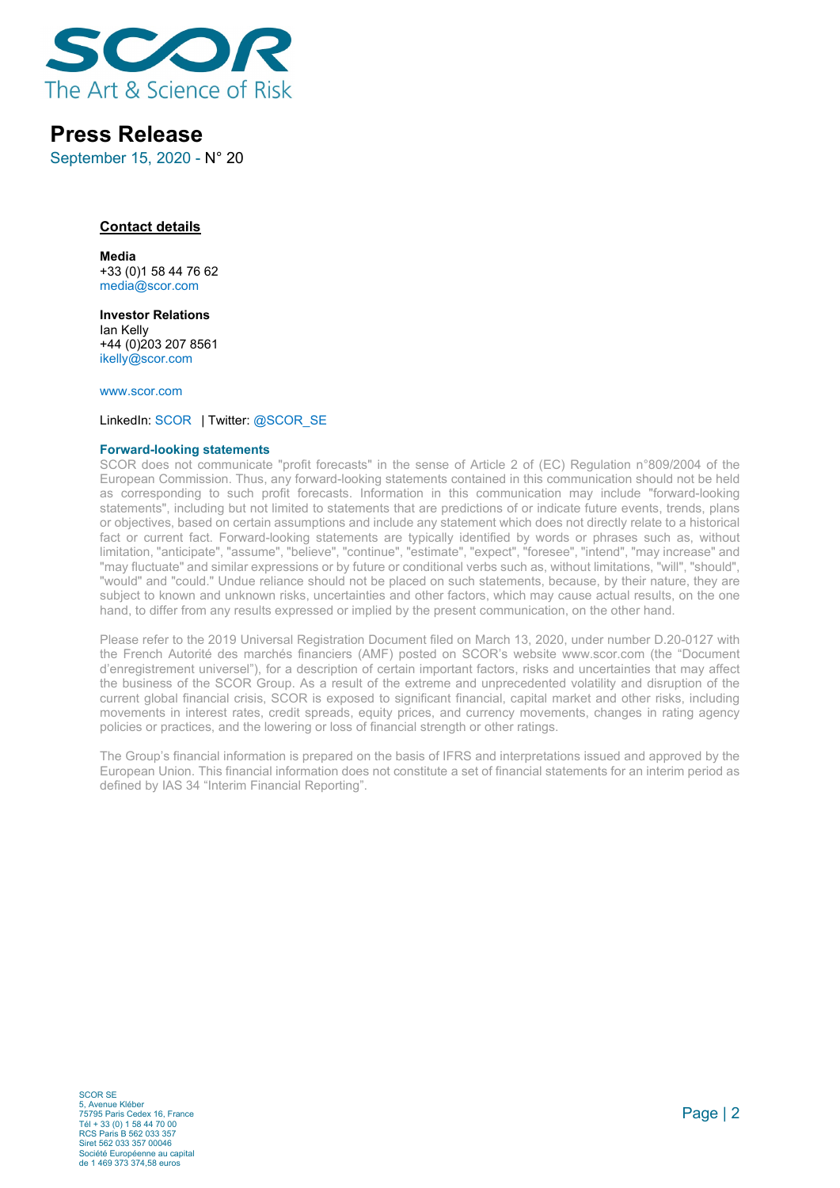# Press Release

September 15, 2020 - N° 20

**Contact details**

**Media**
+33 (0)1 58 44 76 62
media@scor.com

**Investor Relations**
Ian Kelly
+44 (0)203 207 8561
ikelly@scor.com

www.scor.com

LinkedIn: SCOR | Twitter: @SCOR_SE

**Forward-looking statements**

SCOR does not communicate "profit forecasts" in the sense of Article 2 of (EC) Regulation n°809/2004 of the European Commission. Thus, any forward-looking statements contained in this communication should not be held as corresponding to such profit forecasts. Information in this communication may include "forward-looking statements", including but not limited to statements that are predictions of or indicate future events, trends, plans or objectives, based on certain assumptions and include any statement which does not directly relate to a historical fact or current fact. Forward-looking statements are typically identified by words or phrases such as, without limitation, "anticipate", "assume", "believe", "continue", "estimate", "expect", "foresee", "intend", "may increase" and "may fluctuate" and similar expressions or by future or conditional verbs such as, without limitations, "will", "should", "would" and "could." Undue reliance should not be placed on such statements, because, by their nature, they are subject to known and unknown risks, uncertainties and other factors, which may cause actual results, on the one hand, to differ from any results expressed or implied by the present communication, on the other hand.

Please refer to the 2019 Universal Registration Document filed on March 13, 2020, under number D.20-0127 with the French Autorité des marchés financiers (AMF) posted on SCOR's website www.scor.com (the "Document d'enregistrement universel"), for a description of certain important factors, risks and uncertainties that may affect the business of the SCOR Group. As a result of the extreme and unprecedented volatility and disruption of the current global financial crisis, SCOR is exposed to significant financial, capital market and other risks, including movements in interest rates, credit spreads, equity prices, and currency movements, changes in rating agency policies or practices, and the lowering or loss of financial strength or other ratings.

The Group's financial information is prepared on the basis of IFRS and interpretations issued and approved by the European Union. This financial information does not constitute a set of financial statements for an interim period as defined by IAS 34 "Interim Financial Reporting".

SCOR SE
5, Avenue Kléber
75795 Paris Cedex 16, France
Tél + 33 (0) 1 58 44 70 00
RCS Paris B 562 033 357
Siret 562 033 357 00046
Société Européenne au capital
de 1 469 373 374,58 euros